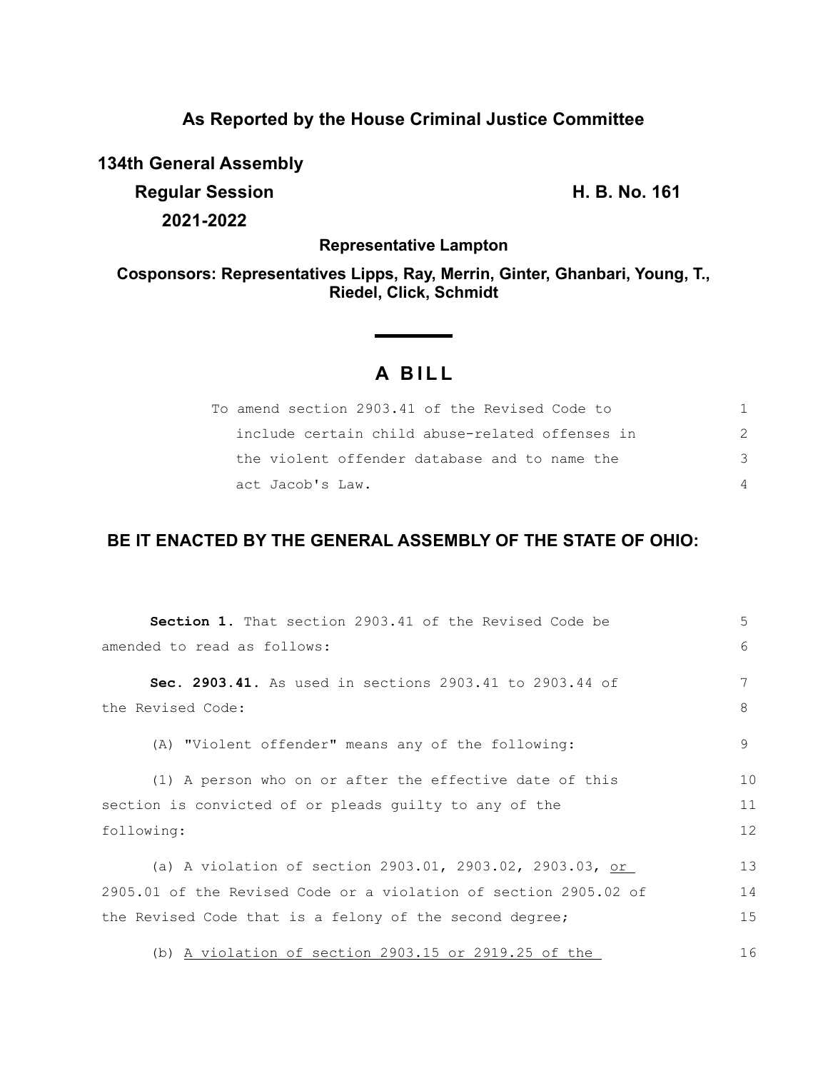**As Reported by the House Criminal Justice Committee**

**134th General Assembly**

**Regular Session** **H. B. No. 161**

**2021-2022**

**Representative Lampton**

**Cosponsors: Representatives Lipps, Ray, Merrin, Ginter, Ghanbari, Young, T., Riedel, Click, Schmidt**

# A BILL

To amend section 2903.41 of the Revised Code to include certain child abuse-related offenses in the violent offender database and to name the act Jacob's Law.

## BE IT ENACTED BY THE GENERAL ASSEMBLY OF THE STATE OF OHIO:

**Section 1.** That section 2903.41 of the Revised Code be amended to read as follows:

**Sec. 2903.41.** As used in sections 2903.41 to 2903.44 of the Revised Code:

(A) "Violent offender" means any of the following:

(1) A person who on or after the effective date of this section is convicted of or pleads guilty to any of the following:

(a) A violation of section 2903.01, 2903.02, 2903.03, or 2905.01 of the Revised Code or a violation of section 2905.02 of the Revised Code that is a felony of the second degree;

(b) A violation of section 2903.15 or 2919.25 of the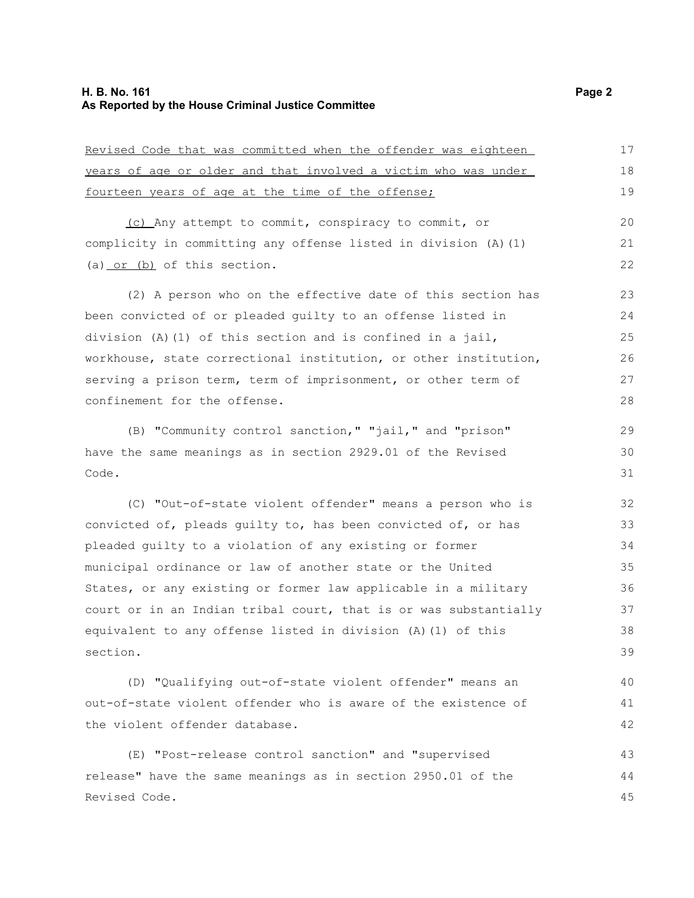Revised Code that was committed when the offender was eighteen years of age or older and that involved a victim who was under fourteen years of age at the time of the offense;

(c) Any attempt to commit, conspiracy to commit, or complicity in committing any offense listed in division (A)(1)(a) or (b) of this section.

(2) A person who on the effective date of this section has been convicted of or pleaded guilty to an offense listed in division (A)(1) of this section and is confined in a jail, workhouse, state correctional institution, or other institution, serving a prison term, term of imprisonment, or other term of confinement for the offense.

(B) "Community control sanction," "jail," and "prison" have the same meanings as in section 2929.01 of the Revised Code.

(C) "Out-of-state violent offender" means a person who is convicted of, pleads guilty to, has been convicted of, or has pleaded guilty to a violation of any existing or former municipal ordinance or law of another state or the United States, or any existing or former law applicable in a military court or in an Indian tribal court, that is or was substantially equivalent to any offense listed in division (A)(1) of this section.

(D) "Qualifying out-of-state violent offender" means an out-of-state violent offender who is aware of the existence of the violent offender database.

(E) "Post-release control sanction" and "supervised release" have the same meanings as in section 2950.01 of the Revised Code.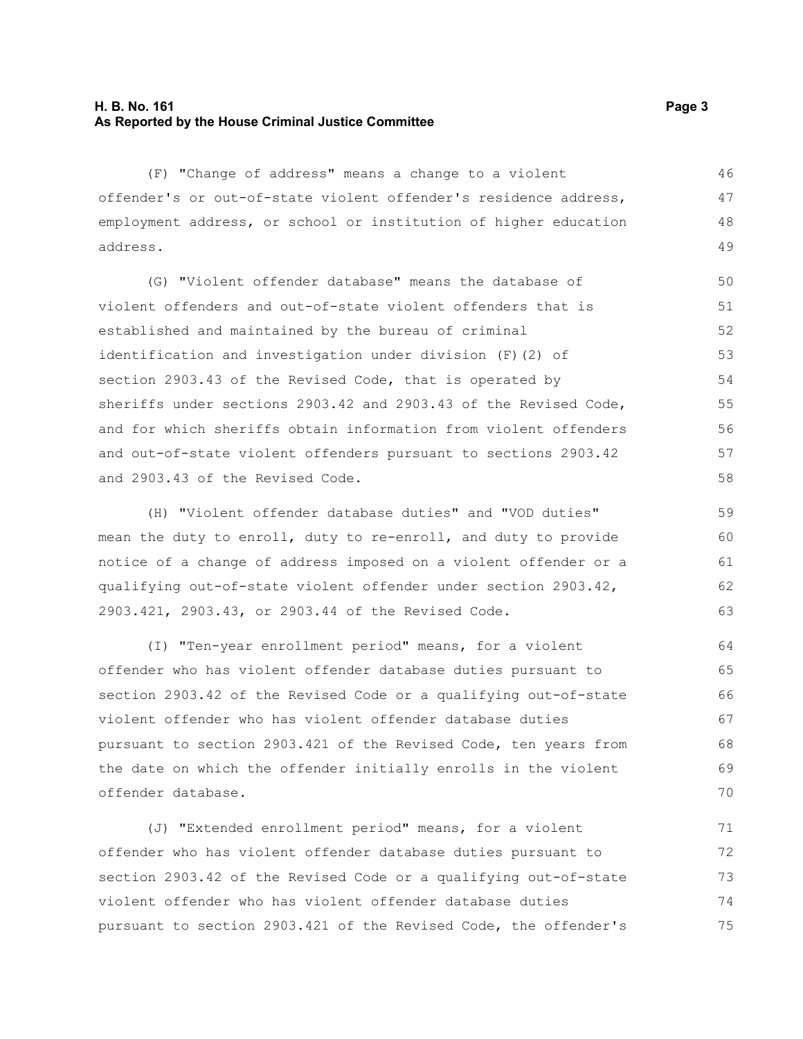(F) "Change of address" means a change to a violent offender's or out-of-state violent offender's residence address, employment address, or school or institution of higher education address.

(G) "Violent offender database" means the database of violent offenders and out-of-state violent offenders that is established and maintained by the bureau of criminal identification and investigation under division (F)(2) of section 2903.43 of the Revised Code, that is operated by sheriffs under sections 2903.42 and 2903.43 of the Revised Code, and for which sheriffs obtain information from violent offenders and out-of-state violent offenders pursuant to sections 2903.42 and 2903.43 of the Revised Code.

(H) "Violent offender database duties" and "VOD duties" mean the duty to enroll, duty to re-enroll, and duty to provide notice of a change of address imposed on a violent offender or a qualifying out-of-state violent offender under section 2903.42, 2903.421, 2903.43, or 2903.44 of the Revised Code.

(I) "Ten-year enrollment period" means, for a violent offender who has violent offender database duties pursuant to section 2903.42 of the Revised Code or a qualifying out-of-state violent offender who has violent offender database duties pursuant to section 2903.421 of the Revised Code, ten years from the date on which the offender initially enrolls in the violent offender database.

(J) "Extended enrollment period" means, for a violent offender who has violent offender database duties pursuant to section 2903.42 of the Revised Code or a qualifying out-of-state violent offender who has violent offender database duties pursuant to section 2903.421 of the Revised Code, the offender's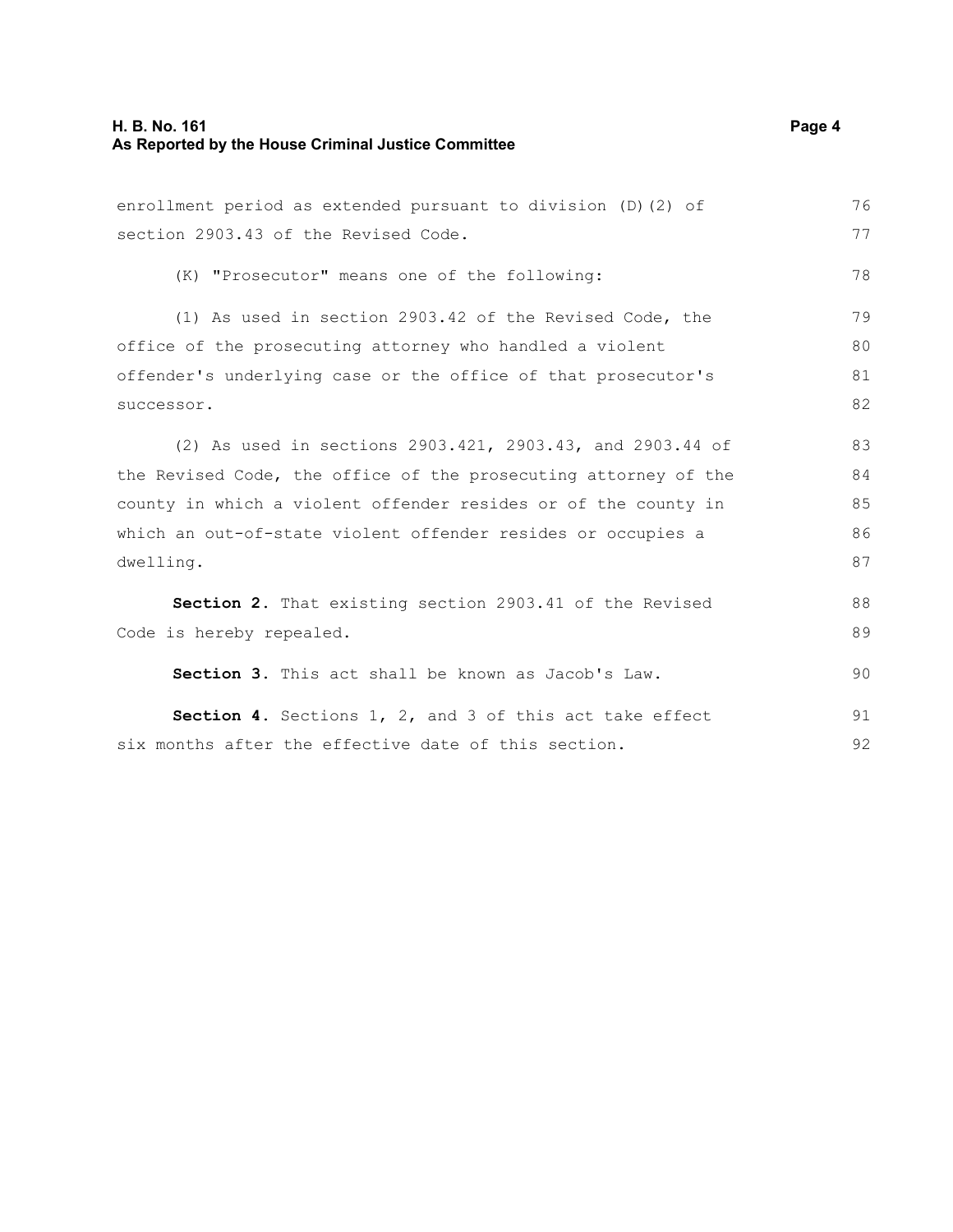enrollment period as extended pursuant to division (D)(2) of section 2903.43 of the Revised Code.

(K) "Prosecutor" means one of the following:

(1) As used in section 2903.42 of the Revised Code, the office of the prosecuting attorney who handled a violent offender's underlying case or the office of that prosecutor's successor.

(2) As used in sections 2903.421, 2903.43, and 2903.44 of the Revised Code, the office of the prosecuting attorney of the county in which a violent offender resides or of the county in which an out-of-state violent offender resides or occupies a dwelling.

**Section 2.** That existing section 2903.41 of the Revised Code is hereby repealed.

**Section 3.** This act shall be known as Jacob's Law.

**Section 4.** Sections 1, 2, and 3 of this act take effect six months after the effective date of this section.